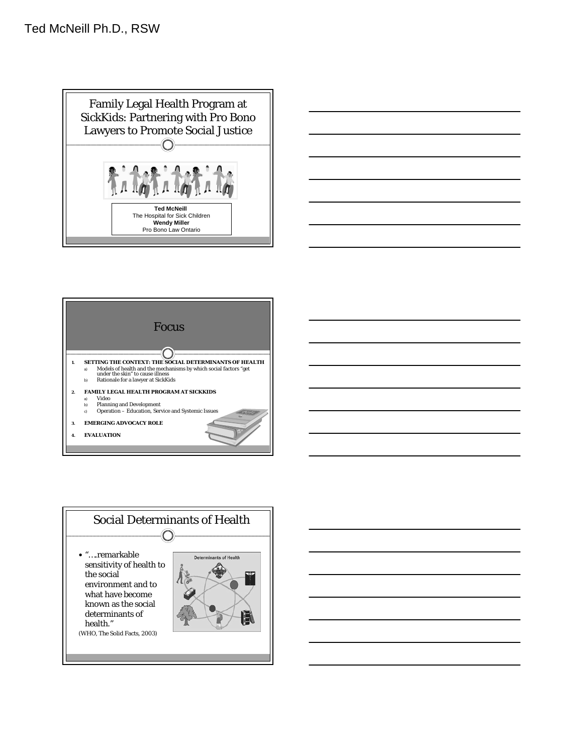# Family Legal Health Program at SickKids: Partnering with Pro Bono Lawyers to Promote Social Justice

**Ted McNeill**
The Hospital for Sick Children
**Wendy Miller**
Pro Bono Law Ontario

## Focus

1. **SETTING THE CONTEXT: THE SOCIAL DETERMINANTS OF HEALTH**
   a) Models of health and the mechanisms by which social factors "get under the skin" to cause illness
   b) Rationale for a lawyer at SickKids
2. **FAMILY LEGAL HEALTH PROGRAM AT SICKKIDS**
   a) Video
   b) Planning and Development
   c) Operation – Education, Service and Systemic Issues
3. **EMERGING ADVOCACY ROLE**
4. **EVALUATION**

## Social Determinants of Health

- "….remarkable sensitivity of health to the social environment and to what have become known as the social determinants of health."

(WHO, The Solid Facts, 2003)

Determinants of Health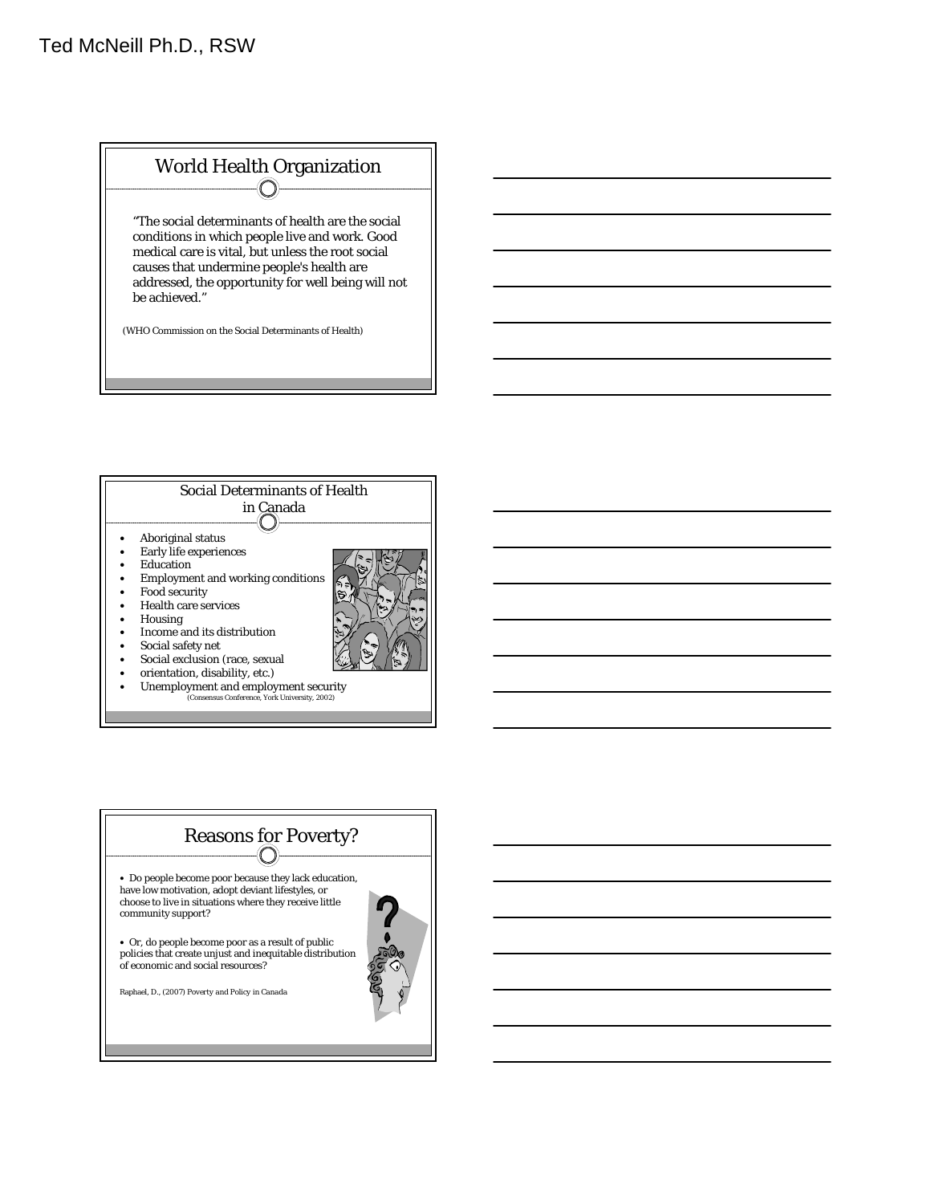## World Health Organization

"The social determinants of health are the social conditions in which people live and work. Good medical care is vital, but unless the root social causes that undermine people's health are addressed, the opportunity for well being will not be achieved."

(WHO Commission on the Social Determinants of Health)

## Social Determinants of Health in Canada

- Aboriginal status
- Early life experiences
- Education
- Employment and working conditions
- Food security
- Health care services
- Housing
- Income and its distribution
- Social safety net
- Social exclusion (race, sexual
- orientation, disability, etc.)
- Unemployment and employment security

(Consensus Conference, York University, 2002)

## Reasons for Poverty?

- Do people become poor because they lack education, have low motivation, adopt deviant lifestyles, or choose to live in situations where they receive little community support?
- Or, do people become poor as a result of public policies that create unjust and inequitable distribution of economic and social resources?

Raphael, D., (2007) Poverty and Policy in Canada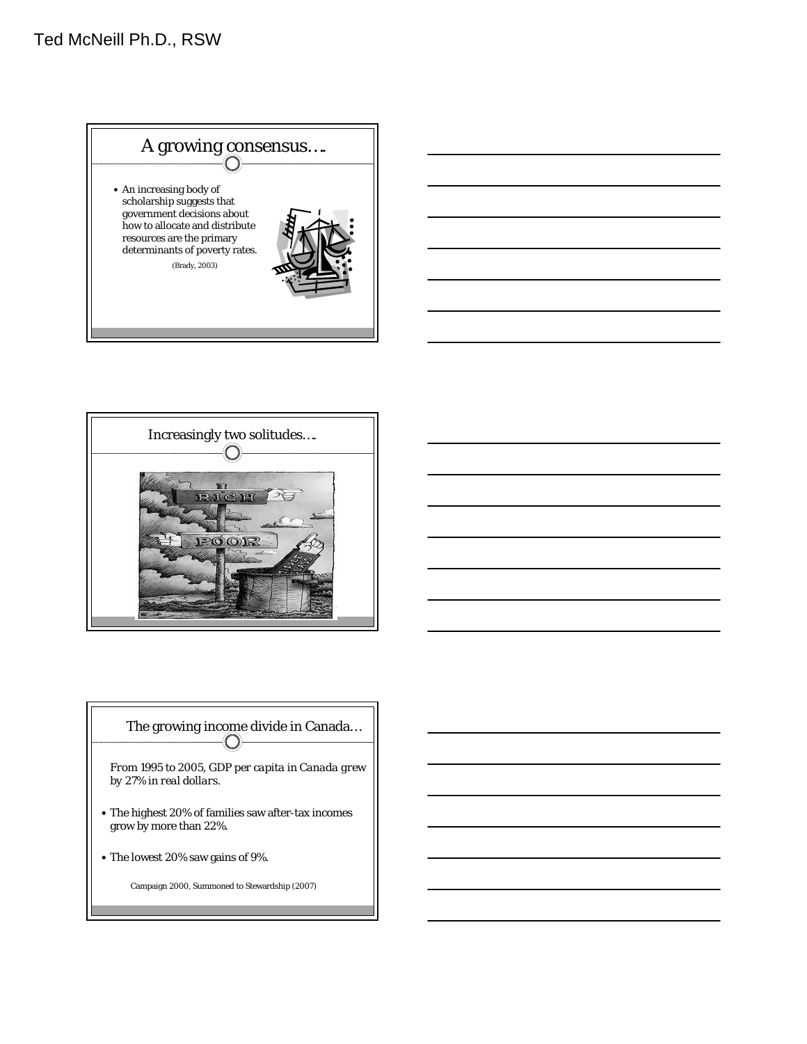## A growing consensus….

- An increasing body of scholarship suggests that government decisions about how to allocate and distribute resources are the primary determinants of poverty rates.

(Brady, 2003)

## Increasingly two solitudes….

## The growing income divide in Canada…

*From 1995 to 2005, GDP per capita in Canada grew by 27% in real dollars.*

- The highest 20% of families saw after-tax incomes grow by more than 22%.
- The lowest 20% saw gains of 9%.

Campaign 2000, Summoned to Stewardship (2007)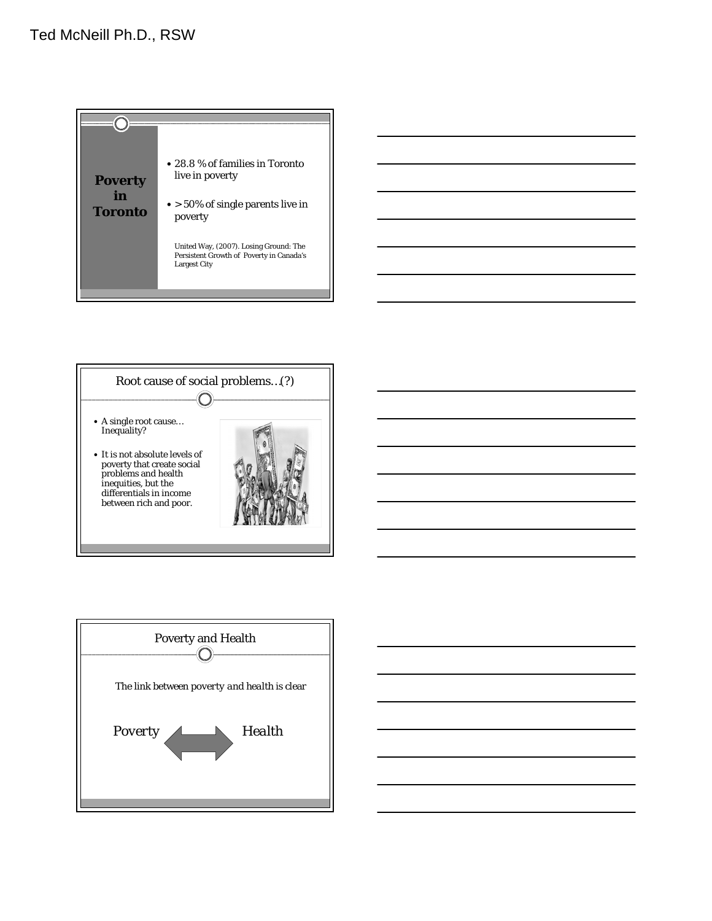## Poverty in Toronto

- 28.8 % of families in Toronto live in poverty
- > 50% of single parents live in poverty

United Way, (2007). Losing Ground: The Persistent Growth of Poverty in Canada's Largest City

## Root cause of social problems…(?)

- A single root cause… Inequality?
- It is not absolute levels of poverty that create social problems and health inequities, but the differentials in income between rich and poor.

## Poverty and Health

*The link between poverty and health is clear*

*Poverty* ⟷ *Health*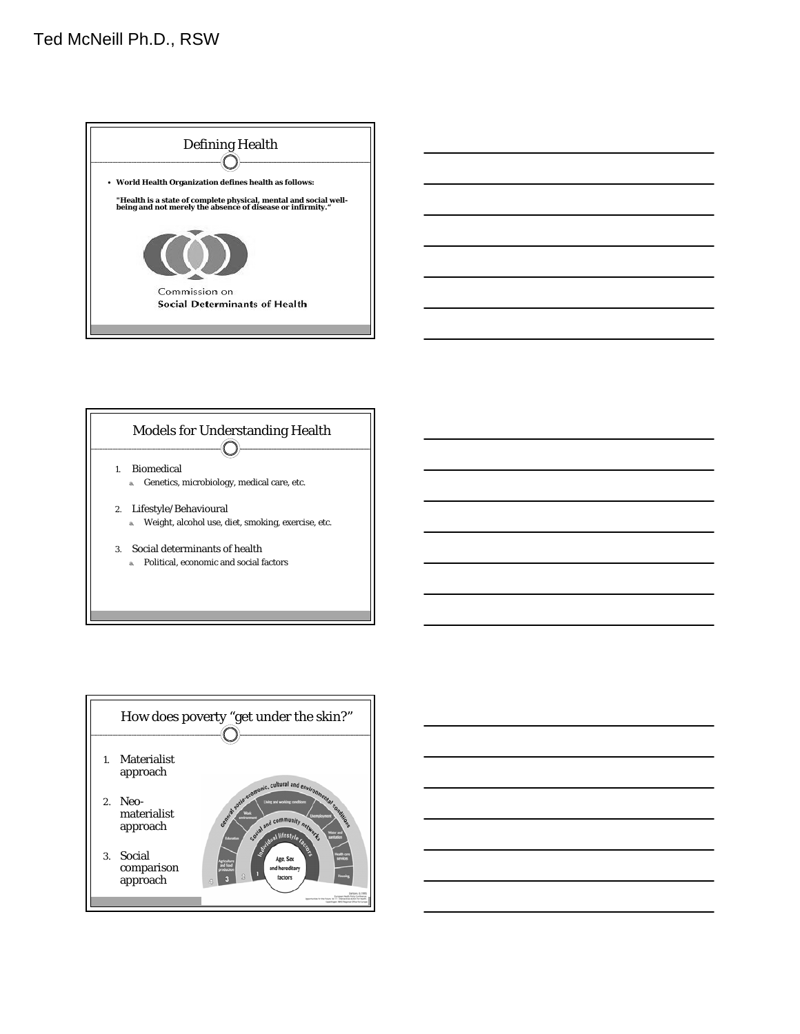## Defining Health

- **World Health Organization defines health as follows:**

**"Health is a state of complete physical, mental and social well-being and not merely the absence of disease or infirmity."**

Commission on
**Social Determinants of Health**

## Models for Understanding Health

1. Biomedical
   a. Genetics, microbiology, medical care, etc.
2. Lifestyle/Behavioural
   a. Weight, alcohol use, diet, smoking, exercise, etc.
3. Social determinants of health
   a. Political, economic and social factors

## How does poverty "get under the skin?"

1. Materialist approach
2. Neo-materialist approach
3. Social comparison approach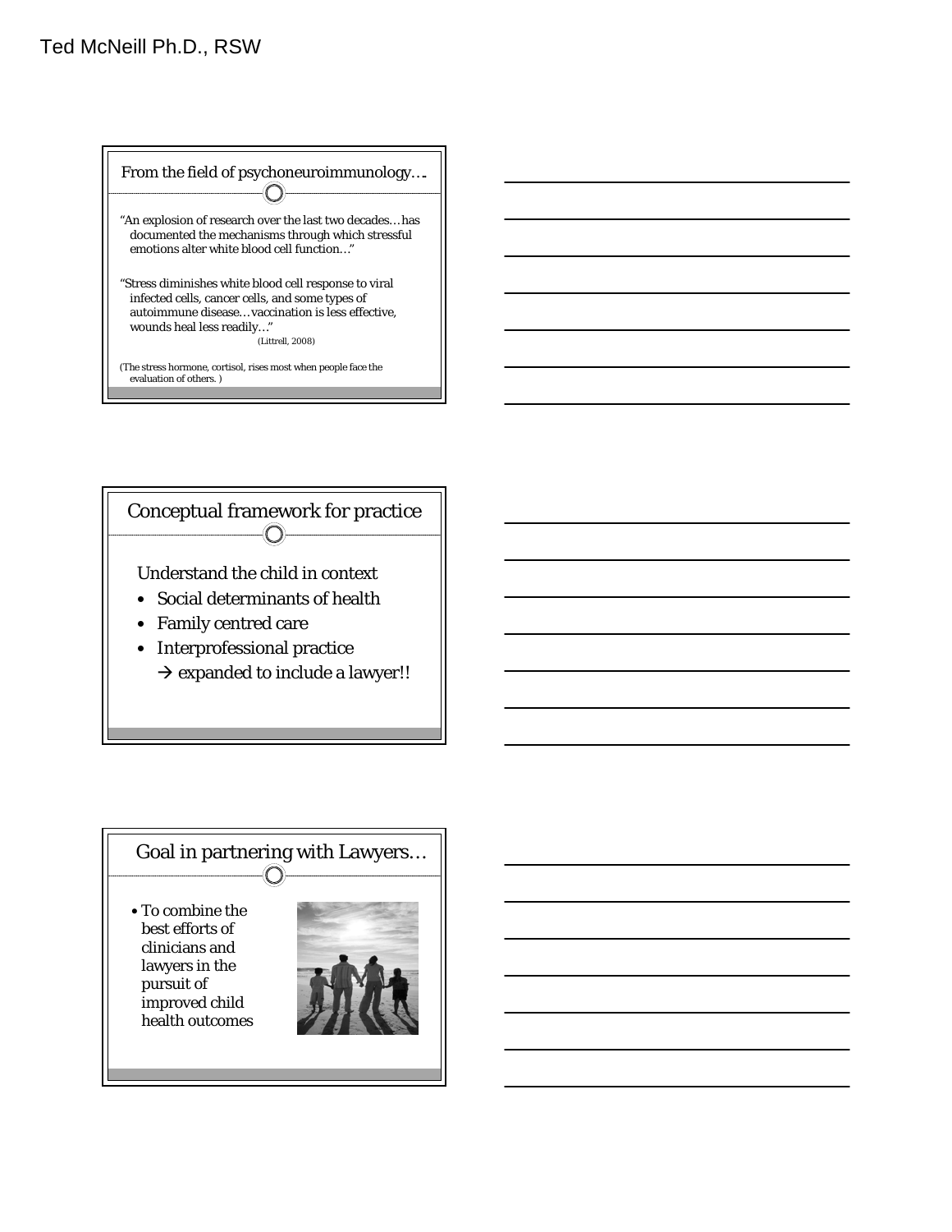## From the field of psychoneuroimmunology….

"An explosion of research over the last two decades…has documented the mechanisms through which stressful emotions alter white blood cell function…"

"Stress diminishes white blood cell response to viral infected cells, cancer cells, and some types of autoimmune disease…vaccination is less effective, wounds heal less readily…"

(Littrell, 2008)

(The stress hormone, cortisol, rises most when people face the evaluation of others. )

## Conceptual framework for practice

Understand the child in context

- Social determinants of health
- Family centred care
- Interprofessional practice
  → expanded to include a lawyer!!

## Goal in partnering with Lawyers…

- To combine the best efforts of clinicians and lawyers in the pursuit of improved child health outcomes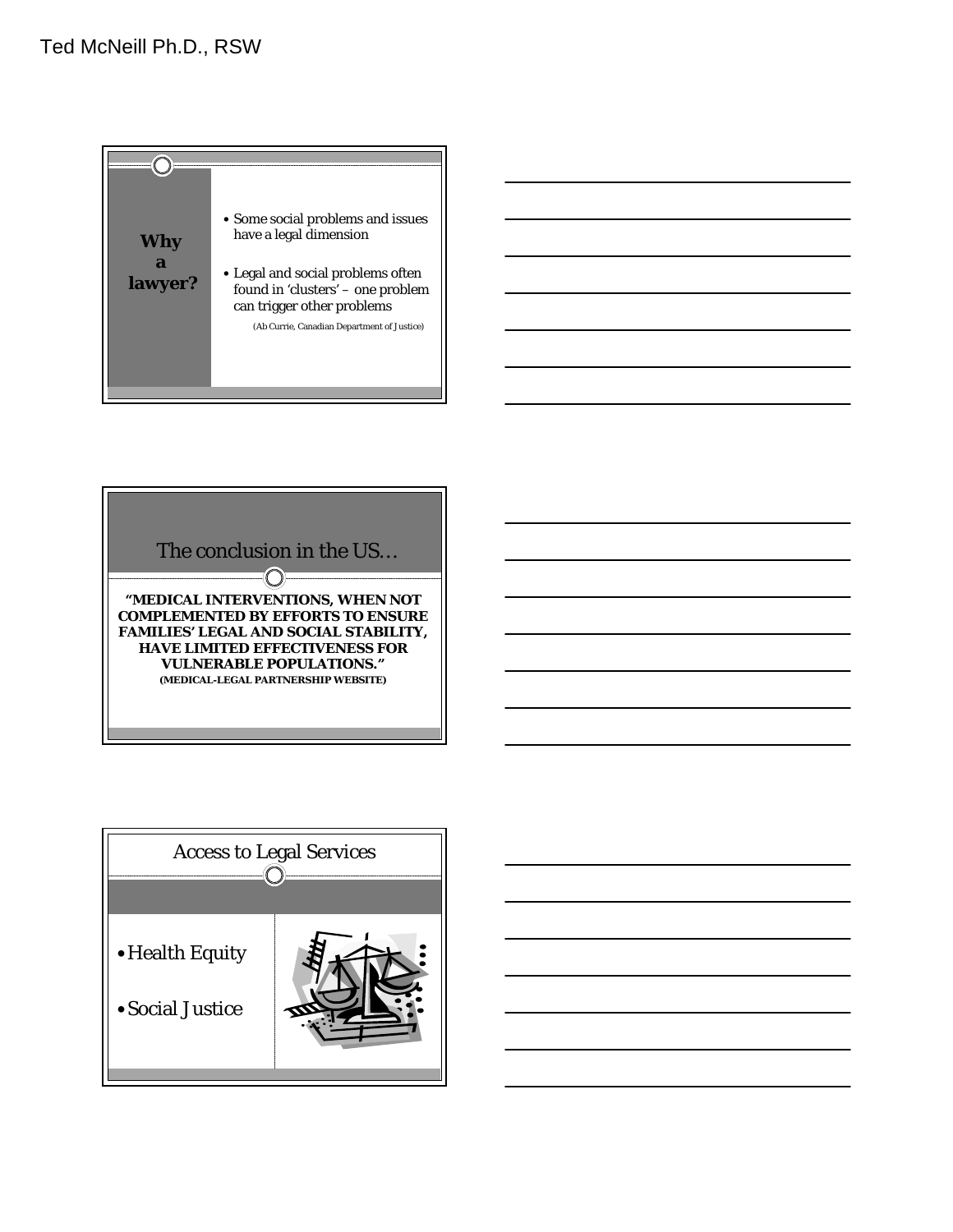## Why a lawyer?

- Some social problems and issues have a legal dimension
- Legal and social problems often found in 'clusters' – one problem can trigger other problems

(Ab Currie, Canadian Department of Justice)

## The conclusion in the US…

**"MEDICAL INTERVENTIONS, WHEN NOT COMPLEMENTED BY EFFORTS TO ENSURE FAMILIES' LEGAL AND SOCIAL STABILITY, HAVE LIMITED EFFECTIVENESS FOR VULNERABLE POPULATIONS."**
**(MEDICAL-LEGAL PARTNERSHIP WEBSITE)**

## Access to Legal Services

- Health Equity
- Social Justice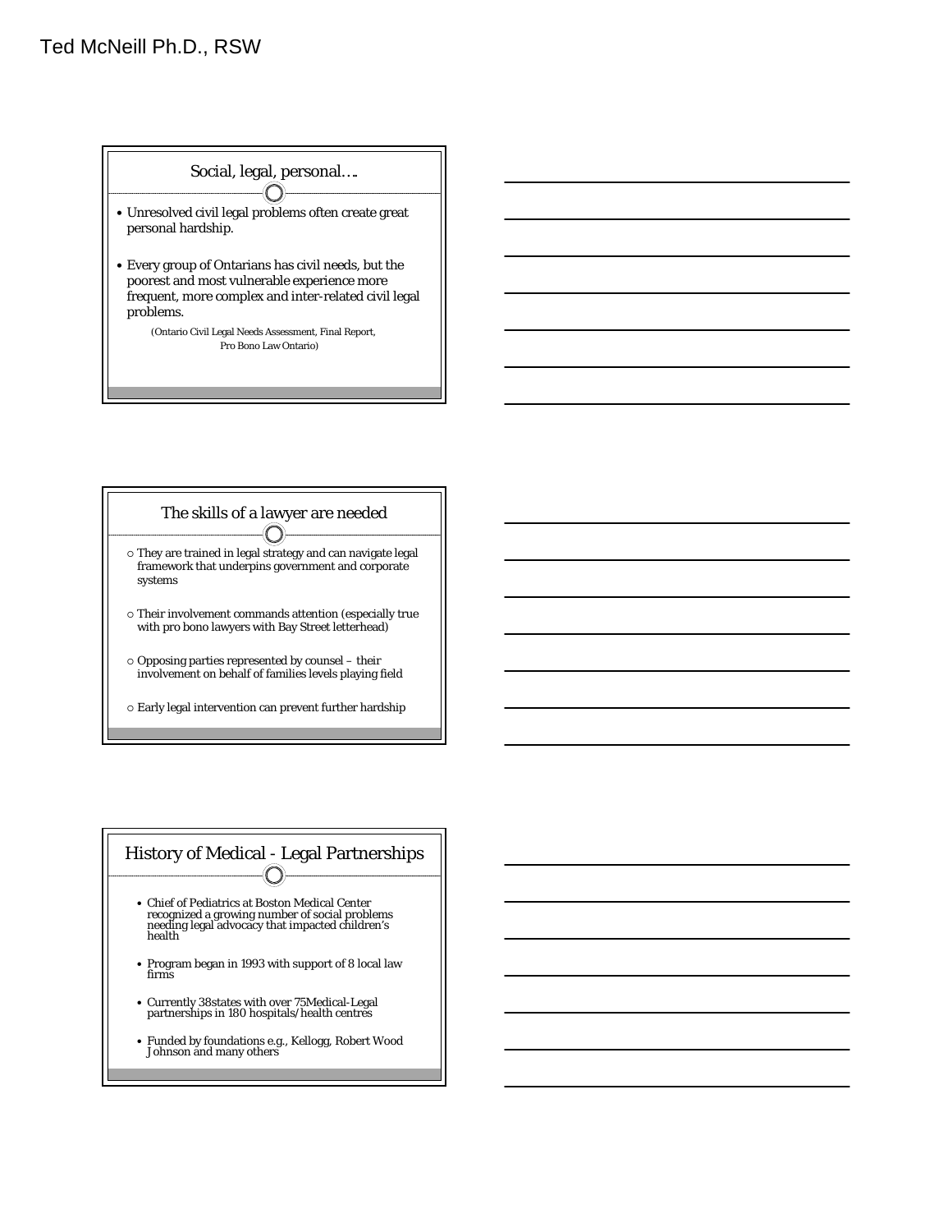## Social, legal, personal….

- Unresolved civil legal problems often create great personal hardship.
- Every group of Ontarians has civil needs, but the poorest and most vulnerable experience more frequent, more complex and inter-related civil legal problems.

(Ontario Civil Legal Needs Assessment, Final Report, Pro Bono Law Ontario)

## The skills of a lawyer are needed

- They are trained in legal strategy and can navigate legal framework that underpins government and corporate systems
- Their involvement commands attention (especially true with pro bono lawyers with Bay Street letterhead)
- Opposing parties represented by counsel – their involvement on behalf of families levels playing field
- Early legal intervention can prevent further hardship

## History of Medical - Legal Partnerships

- Chief of Pediatrics at Boston Medical Center recognized a growing number of social problems needing legal advocacy that impacted children's health
- Program began in 1993 with support of 8 local law firms
- Currently 38states with over 75Medical-Legal partnerships in 180 hospitals/health centres
- Funded by foundations e.g., Kellogg, Robert Wood Johnson and many others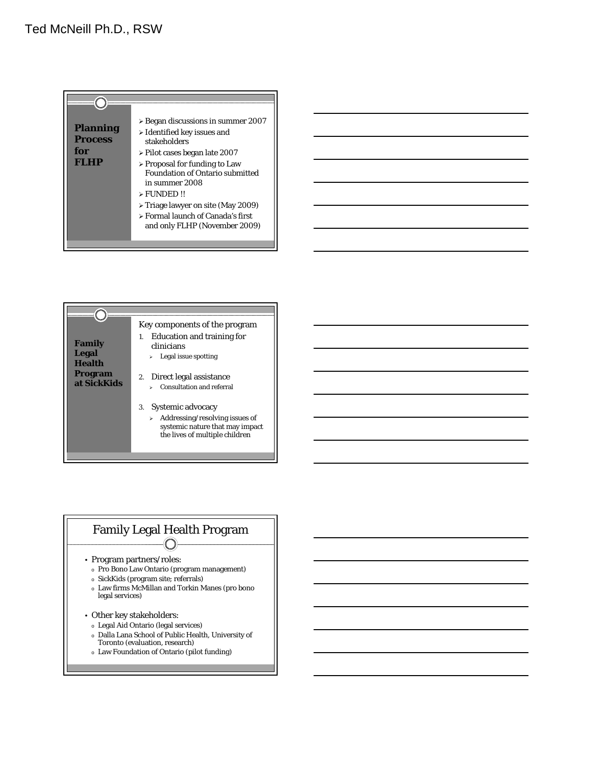## Planning Process for FLHP

- Began discussions in summer 2007
- Identified key issues and stakeholders
- Pilot cases began late 2007
- Proposal for funding to Law Foundation of Ontario submitted in summer 2008
- FUNDED !!
- Triage lawyer on site (May 2009)
- Formal launch of Canada's first and only FLHP (November 2009)

## Family Legal Health Program at SickKids

Key components of the program

1. Education and training for clinicians
   - Legal issue spotting
2. Direct legal assistance
   - Consultation and referral
3. Systemic advocacy
   - Addressing/resolving issues of systemic nature that may impact the lives of multiple children

## Family Legal Health Program

- Program partners/roles:
  - Pro Bono Law Ontario (program management)
  - SickKids (program site; referrals)
  - Law firms McMillan and Torkin Manes (pro bono legal services)
- Other key stakeholders:
  - Legal Aid Ontario (legal services)
  - Dalla Lana School of Public Health, University of Toronto (evaluation, research)
  - Law Foundation of Ontario (pilot funding)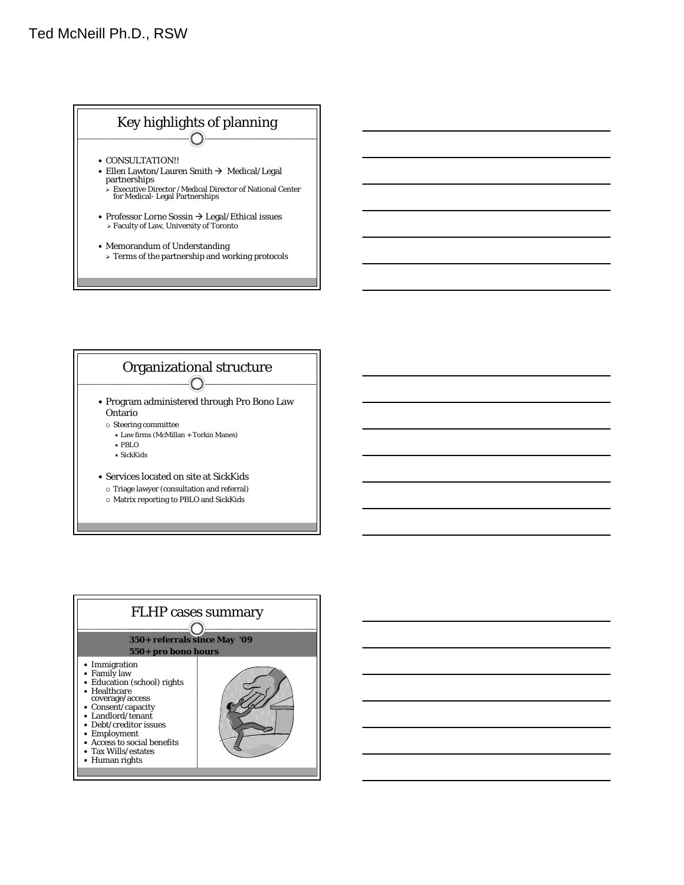## Key highlights of planning

- CONSULTATION!!
- Ellen Lawton/Lauren Smith → Medical/Legal partnerships
  - Executive Director /Medical Director of National Center for Medical- Legal Partnerships
- Professor Lorne Sossin → Legal/Ethical issues
  - Faculty of Law, University of Toronto
- Memorandum of Understanding
  - Terms of the partnership and working protocols

## Organizational structure

- Program administered through Pro Bono Law Ontario
  - Steering committee
    - Law firms (McMillan + Torkin Manes)
    - PBLO
    - SickKids
- Services located on site at SickKids
  - Triage lawyer (consultation and referral)
  - Matrix reporting to PBLO and SickKids

## FLHP cases summary

**350+ referrals since May '09**
**550+ pro bono hours**

- Immigration
- Family law
- Education (school) rights
- Healthcare coverage/access
- Consent/capacity
- Landlord/tenant
- Debt/creditor issues
- Employment
- Access to social benefits
- Tax Wills/estates
- Human rights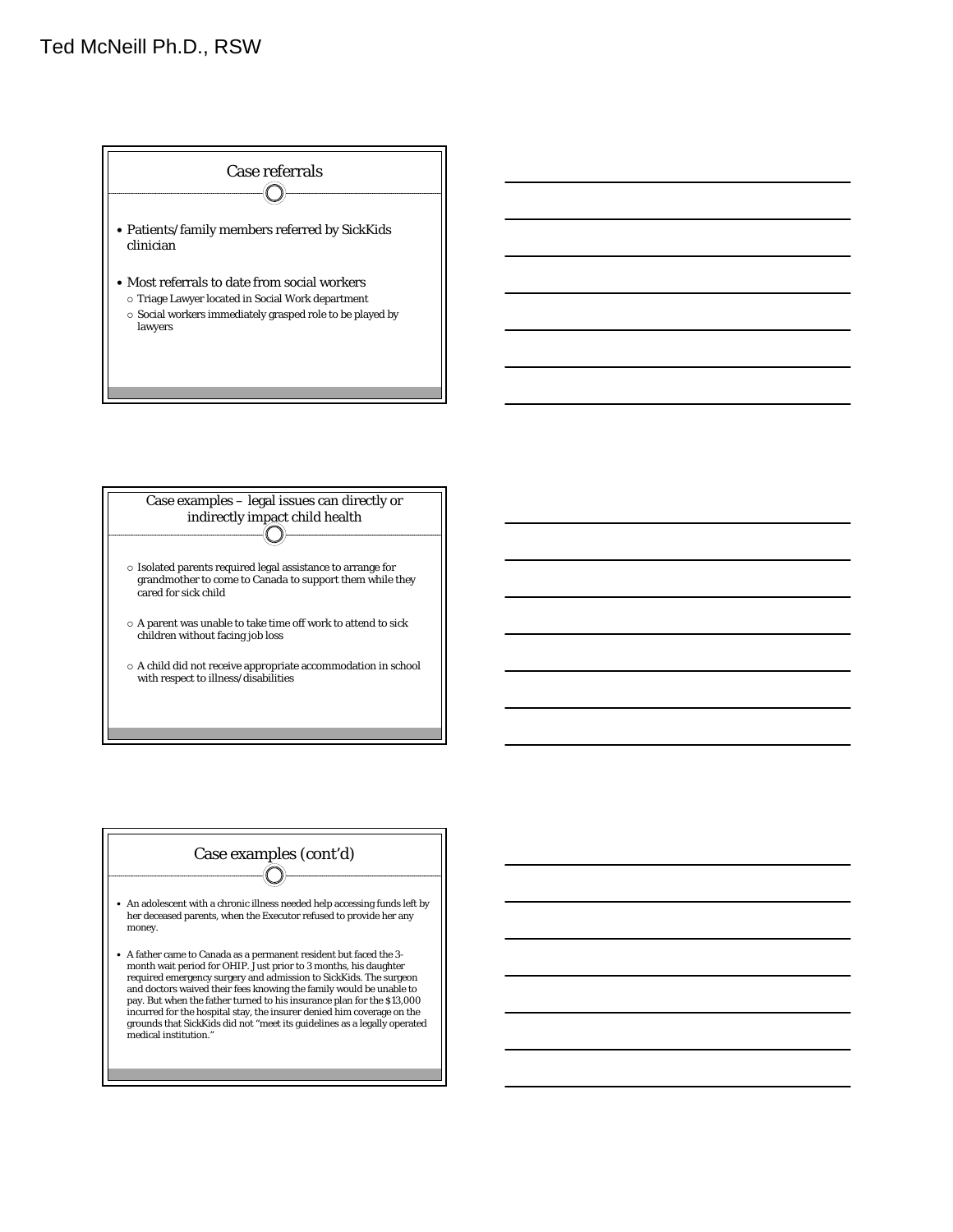## Case referrals

- Patients/family members referred by SickKids clinician
- Most referrals to date from social workers
  - Triage Lawyer located in Social Work department
  - Social workers immediately grasped role to be played by lawyers

## Case examples – legal issues can directly or indirectly impact child health

- Isolated parents required legal assistance to arrange for grandmother to come to Canada to support them while they cared for sick child
- A parent was unable to take time off work to attend to sick children without facing job loss
- A child did not receive appropriate accommodation in school with respect to illness/disabilities

## Case examples (cont'd)

- An adolescent with a chronic illness needed help accessing funds left by her deceased parents, when the Executor refused to provide her any money.
- A father came to Canada as a permanent resident but faced the 3-month wait period for OHIP. Just prior to 3 months, his daughter required emergency surgery and admission to SickKids. The surgeon and doctors waived their fees knowing the family would be unable to pay. But when the father turned to his insurance plan for the $13,000 incurred for the hospital stay, the insurer denied him coverage on the grounds that SickKids did not "meet its guidelines as a legally operated medical institution."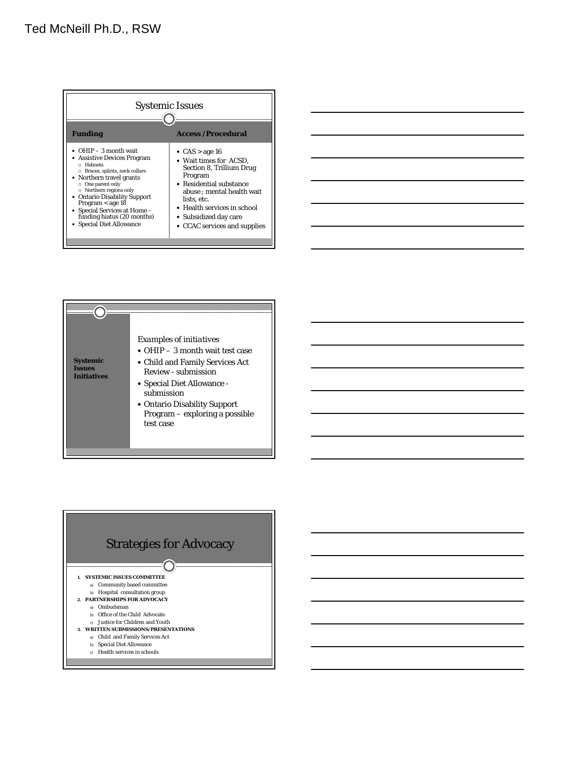## Systemic Issues

| Funding | Access /Procedural |
|---|---|
| • OHIP – 3 month wait<br>• Assistive Devices Program<br>  ○ Helmets<br>  ○ Braces, splints, neck collars<br>• Northern travel grants<br>  ○ One parent only<br>  ○ Northern regions only<br>• Ontario Disability Support Program < age 18<br>• Special Services at Home – funding hiatus (20 months)<br>• Special Diet Allowance | • CAS > age 16<br>• Wait times for ACSD, Section 8, Trillium Drug Program<br>• Residential substance abuse ; mental health wait lists, etc.<br>• Health services in school<br>• Subsidized day care<br>• CCAC services and supplies |

## Systemic Issues Initiatives

*Examples of initiatives*

- OHIP – 3 month wait test case
- Child and Family Services Act Review - submission
- Special Diet Allowance - submission
- Ontario Disability Support Program – exploring a possible test case

## Strategies for Advocacy

1. **SYSTEMIC ISSUES COMMITTEE**
   a) Community based committee
   b) Hospital consultation group
2. **PARTNERSHIPS FOR ADVOCACY**
   a) Ombudsman
   b) Office of the Child Advocate
   c) Justice for Children and Youth
3. **WRITTEN SUBMISSIONS/PRESENTATIONS**
   a) Child and Family Services Act
   b) Special Diet Allowance
   c) Health services in schools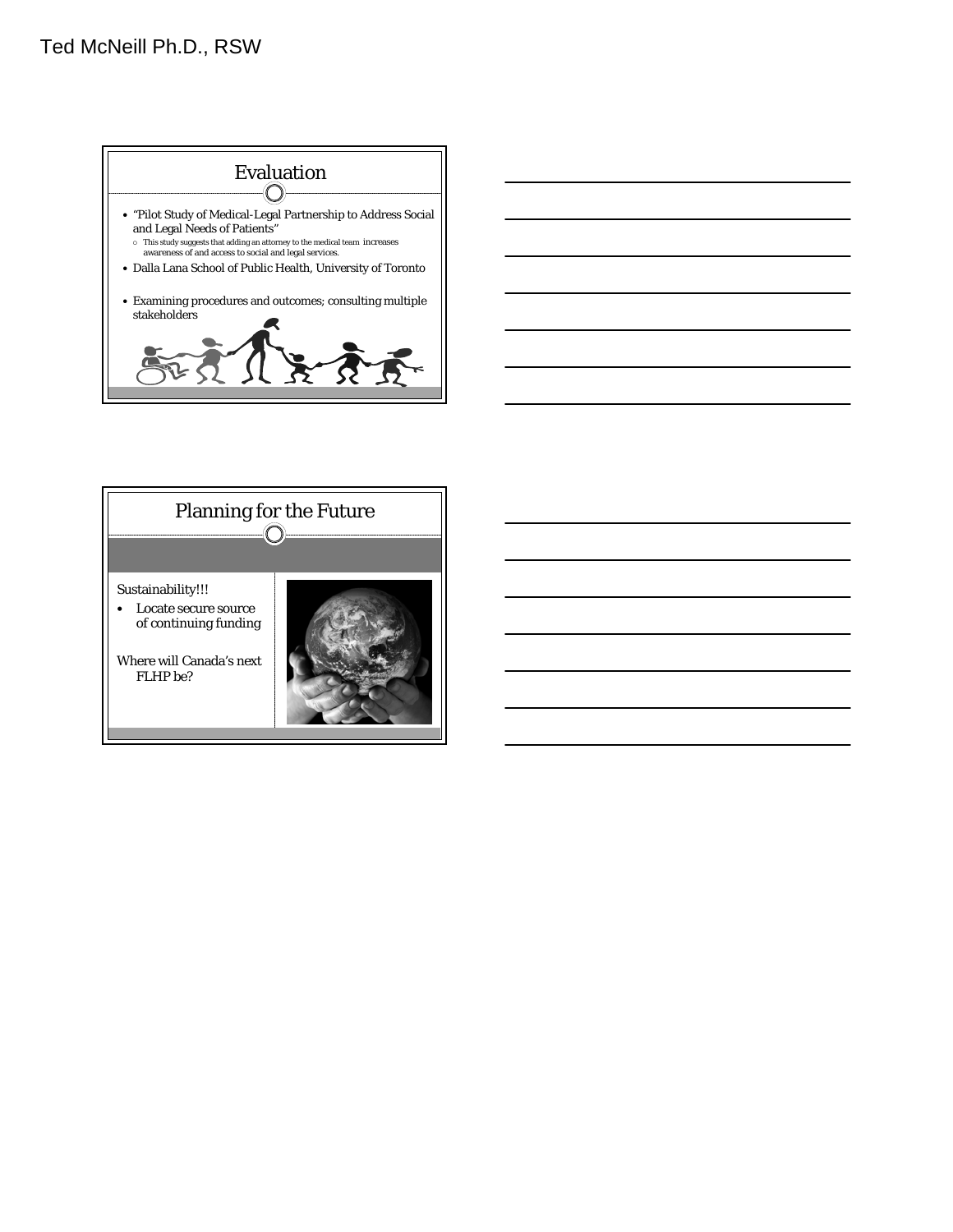## Evaluation

- "Pilot Study of Medical-Legal Partnership to Address Social and Legal Needs of Patients"
  - This study suggests that adding an attorney to the medical team increases awareness of and access to social and legal services.
- Dalla Lana School of Public Health, University of Toronto
- Examining procedures and outcomes; consulting multiple stakeholders

## Planning for the Future

Sustainability!!!

- Locate secure source of continuing funding

Where will Canada's next FLHP be?